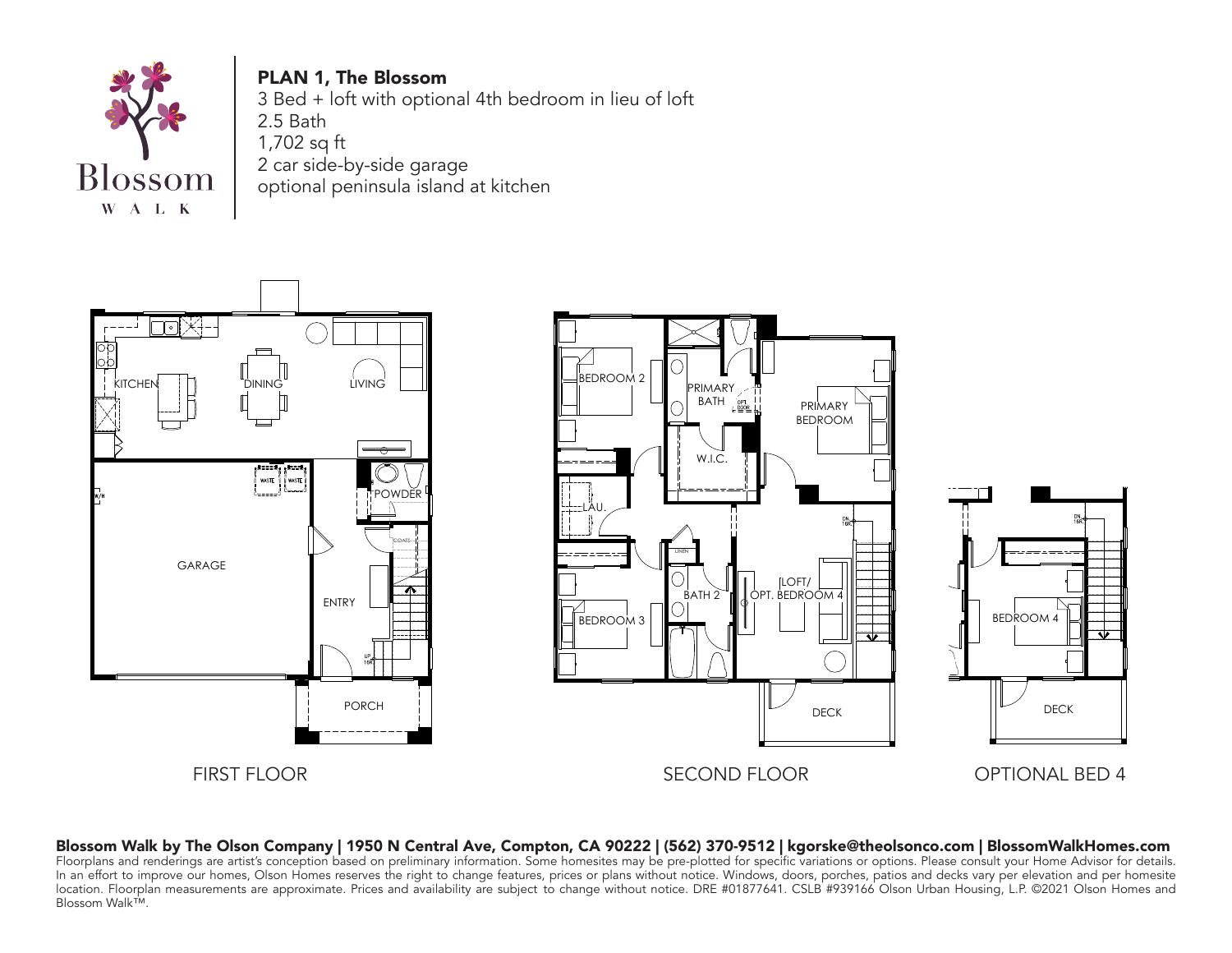Blossom

W A L K

## PLAN 1, The Blossom

3 Bed + loft with optional 4th bedroom in lieu of loft
2.5 Bath
1,702 sq ft
2 car side-by-side garage
optional peninsula island at kitchen

KITCHEN DINING LIVING

WASTE WASTE

POWDER

W/H

GARAGE

COATS

ENTRY

UP 16R

PORCH

FIRST FLOOR

BEDROOM 2

PRIMARY BATH

OPT. DOOR

PRIMARY BEDROOM

W.I.C.

LAU.

DN 16R

LINEN

BATH 2

LOFT/ OPT. BEDROOM 4

BEDROOM 3

DECK

SECOND FLOOR

DN 16R

BEDROOM 4

DECK

OPTIONAL BED 4

**Blossom Walk by The Olson Company | 1950 N Central Ave, Compton, CA 90222 | (562) 370-9512 | kgorske@theolsonco.com | BlossomWalkHomes.com**

Floorplans and renderings are artist's conception based on preliminary information. Some homesites may be pre-plotted for specific variations or options. Please consult your Home Advisor for details. In an effort to improve our homes, Olson Homes reserves the right to change features, prices or plans without notice. Windows, doors, porches, patios and decks vary per elevation and per homesite location. Floorplan measurements are approximate. Prices and availability are subject to change without notice. DRE #01877641. CSLB #939166 Olson Urban Housing, L.P. ©2021 Olson Homes and Blossom Walk™.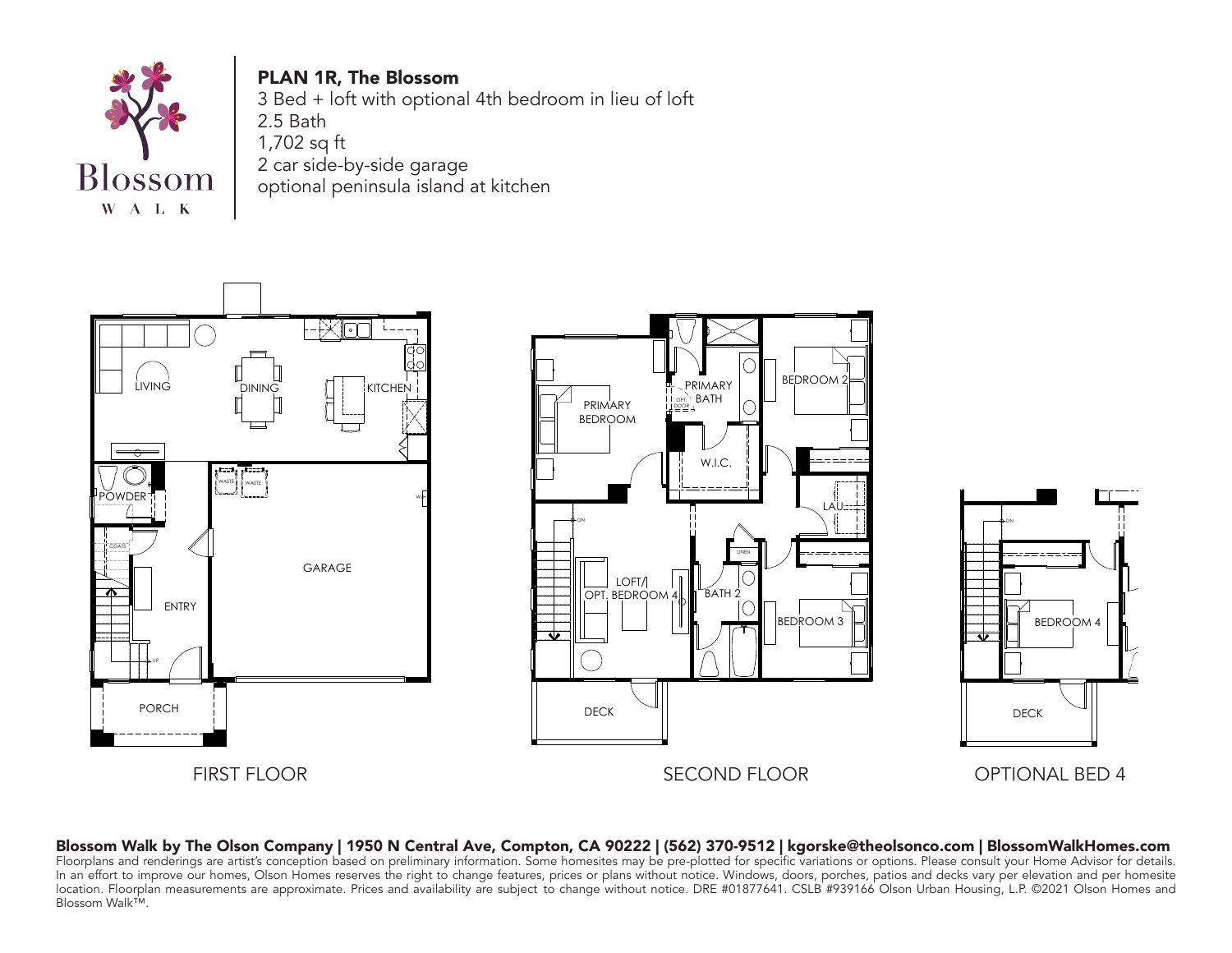Blossom
W A L K

## PLAN 1R, The Blossom

3 Bed + loft with optional 4th bedroom in lieu of loft
2.5 Bath
1,702 sq ft
2 car side-by-side garage
optional peninsula island at kitchen

LIVING DINING KITCHEN POWDER WASTE WASTE COATS ENTRY GARAGE UP PORCH

FIRST FLOOR

PRIMARY BEDROOM PRIMARY BATH OPT. DOOR W.I.C. BEDROOM 2 LAU. DN LOFT/ OPT. BEDROOM 4 LINEN BATH 2 BEDROOM 3 DECK

SECOND FLOOR

DN BEDROOM 4 DECK

OPTIONAL BED 4

**Blossom Walk by The Olson Company | 1950 N Central Ave, Compton, CA 90222 | (562) 370-9512 | kgorske@theolsonco.com | BlossomWalkHomes.com**

Floorplans and renderings are artist's conception based on preliminary information. Some homesites may be pre-plotted for specific variations or options. Please consult your Home Advisor for details. In an effort to improve our homes, Olson Homes reserves the right to change features, prices or plans without notice. Windows, doors, porches, patios and decks vary per elevation and per homesite location. Floorplan measurements are approximate. Prices and availability are subject to change without notice. DRE #01877641. CSLB #939166 Olson Urban Housing, L.P. ©2021 Olson Homes and Blossom Walk™.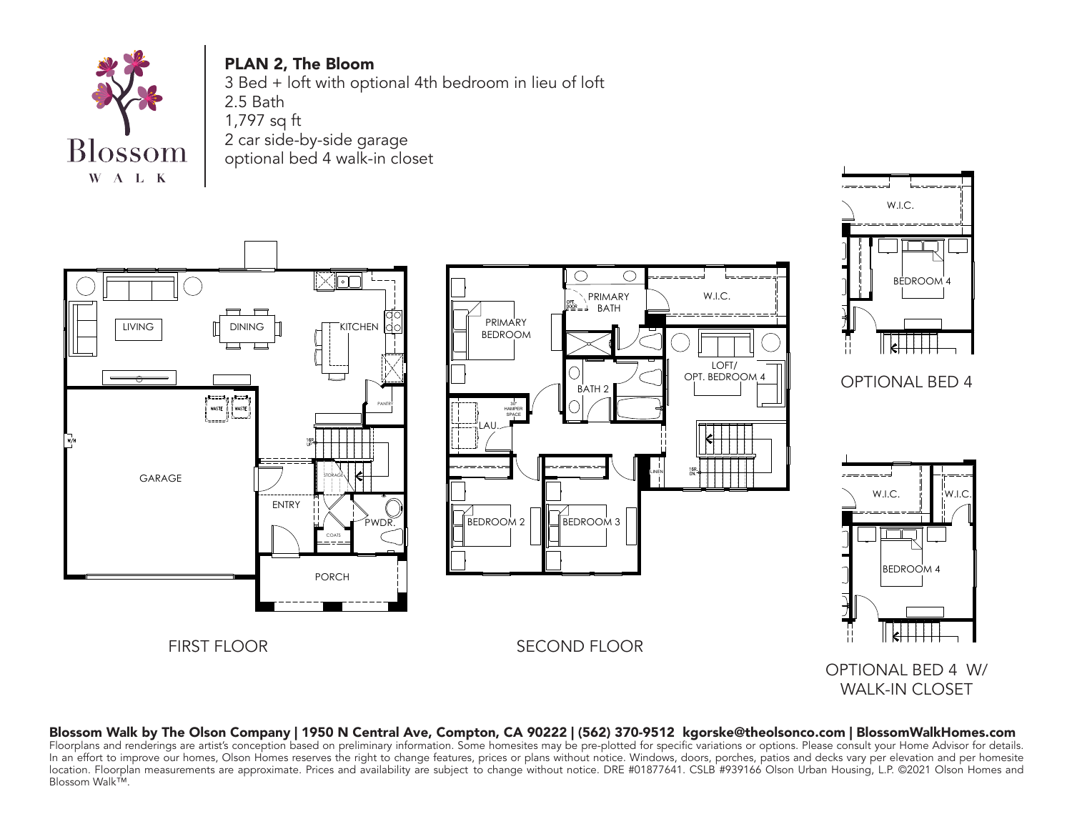## PLAN 2, The Bloom

3 Bed + loft with optional 4th bedroom in lieu of loft
2.5 Bath
1,797 sq ft
2 car side-by-side garage
optional bed 4 walk-in closet

LIVING
DINING
KITCHEN
PANTRY
GARAGE
W/H
WASTE
WASTE
16R UP
STORAGE
ENTRY
COATS
PWDR.
PORCH

FIRST FLOOR

PRIMARY BEDROOM
OPT. DOOR
PRIMARY BATH
W.I.C.
30" HAMPER SPACE
LAU.
BATH 2
LOFT/ OPT. BEDROOM 4
LINEN
16R DN.
BEDROOM 2
BEDROOM 3

SECOND FLOOR

W.I.C.
BEDROOM 4

OPTIONAL BED 4

W.I.C.
W.I.C.
BEDROOM 4

OPTIONAL BED 4 W/ WALK-IN CLOSET

**Blossom Walk by The Olson Company | 1950 N Central Ave, Compton, CA 90222 | (562) 370-9512 kgorske@theolsonco.com | BlossomWalkHomes.com**

Floorplans and renderings are artist's conception based on preliminary information. Some homesites may be pre-plotted for specific variations or options. Please consult your Home Advisor for details. In an effort to improve our homes, Olson Homes reserves the right to change features, prices or plans without notice. Windows, doors, porches, patios and decks vary per elevation and per homesite location. Floorplan measurements are approximate. Prices and availability are subject to change without notice. DRE #01877641. CSLB #939166 Olson Urban Housing, L.P. ©2021 Olson Homes and Blossom Walk™.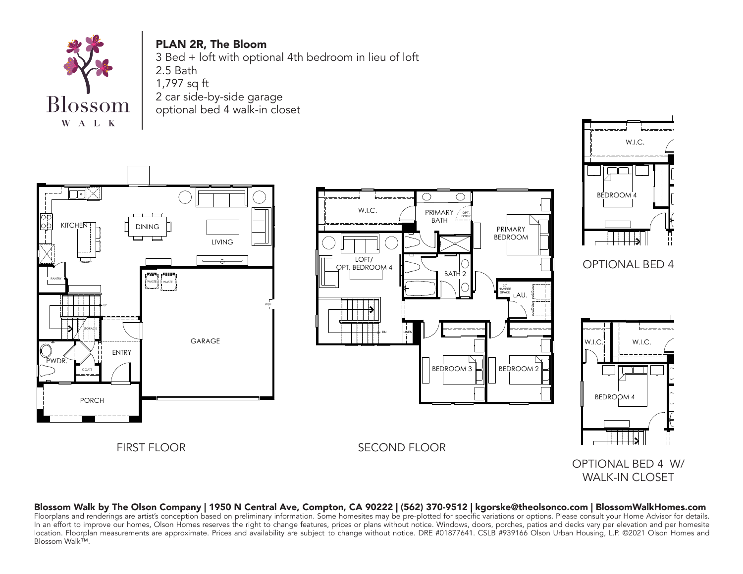Blossom
WALK

## PLAN 2R, The Bloom

3 Bed + loft with optional 4th bedroom in lieu of loft
2.5 Bath
1,797 sq ft
2 car side-by-side garage
optional bed 4 walk-in closet

KITCHEN
DINING
LIVING
PANTRY
UP
STORAGE
WASTE
WASTE
W/H
GARAGE
PWDR.
COATS
ENTRY
PORCH

FIRST FLOOR

W.I.C.
PRIMARY BATH
OPT. DOOR
PRIMARY BEDROOM
LOFT/ OPT. BEDROOM 4
BATH 2
30" HAMPER SPACE
LAU.
DN
LINEN
BEDROOM 3
BEDROOM 2

SECOND FLOOR

W.I.C.
BEDROOM 4

OPTIONAL BED 4

W.I.C.
W.I.C.
BEDROOM 4

OPTIONAL BED 4 W/ WALK-IN CLOSET

**Blossom Walk by The Olson Company | 1950 N Central Ave, Compton, CA 90222 | (562) 370-9512 | kgorske@theolsonco.com | BlossomWalkHomes.com**

Floorplans and renderings are artist's conception based on preliminary information. Some homesites may be pre-plotted for specific variations or options. Please consult your Home Advisor for details. In an effort to improve our homes, Olson Homes reserves the right to change features, prices or plans without notice. Windows, doors, porches, patios and decks vary per elevation and per homesite location. Floorplan measurements are approximate. Prices and availability are subject to change without notice. DRE #01877641. CSLB #939166 Olson Urban Housing, L.P. ©2021 Olson Homes and Blossom Walk™.